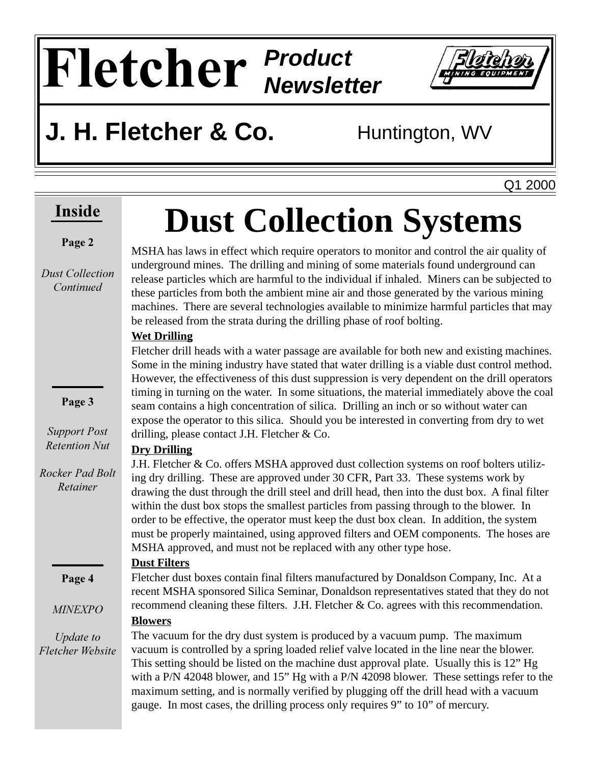# Fletcher Product Newsletter

## J. H. Fletcher & Co. — Huntington, WV

Q1 2000

**Inside**

**Page 2**

*Dust Collection Continued*

**Page 3**

*Support Post Retention Nut*

*Rocker Pad Bolt Retainer*

**Page 4**

*MINEXPO*

*Update to Fletcher Website*

# Dust Collection Systems

MSHA has laws in effect which require operators to monitor and control the air quality of underground mines. The drilling and mining of some materials found underground can release particles which are harmful to the individual if inhaled. Miners can be subjected to these particles from both the ambient mine air and those generated by the various mining machines. There are several technologies available to minimize harmful particles that may be released from the strata during the drilling phase of roof bolting.

**Wet Drilling**

Fletcher drill heads with a water passage are available for both new and existing machines. Some in the mining industry have stated that water drilling is a viable dust control method. However, the effectiveness of this dust suppression is very dependent on the drill operators timing in turning on the water. In some situations, the material immediately above the coal seam contains a high concentration of silica. Drilling an inch or so without water can expose the operator to this silica. Should you be interested in converting from dry to wet drilling, please contact J.H. Fletcher & Co.

**Dry Drilling**

J.H. Fletcher & Co. offers MSHA approved dust collection systems on roof bolters utilizing dry drilling. These are approved under 30 CFR, Part 33. These systems work by drawing the dust through the drill steel and drill head, then into the dust box. A final filter within the dust box stops the smallest particles from passing through to the blower. In order to be effective, the operator must keep the dust box clean. In addition, the system must be properly maintained, using approved filters and OEM components. The hoses are MSHA approved, and must not be replaced with any other type hose.

**Dust Filters**

Fletcher dust boxes contain final filters manufactured by Donaldson Company, Inc. At a recent MSHA sponsored Silica Seminar, Donaldson representatives stated that they do not recommend cleaning these filters. J.H. Fletcher & Co. agrees with this recommendation.

**Blowers**

The vacuum for the dry dust system is produced by a vacuum pump. The maximum vacuum is controlled by a spring loaded relief valve located in the line near the blower. This setting should be listed on the machine dust approval plate. Usually this is 12" Hg with a P/N 42048 blower, and 15" Hg with a P/N 42098 blower. These settings refer to the maximum setting, and is normally verified by plugging off the drill head with a vacuum gauge. In most cases, the drilling process only requires 9" to 10" of mercury.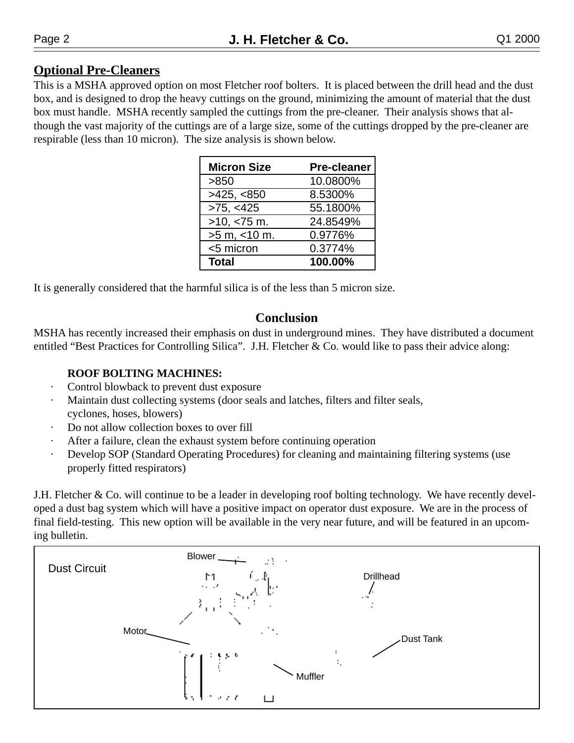## Optional Pre-Cleaners

This is a MSHA approved option on most Fletcher roof bolters. It is placed between the drill head and the dust box, and is designed to drop the heavy cuttings on the ground, minimizing the amount of material that the dust box must handle. MSHA recently sampled the cuttings from the pre-cleaner. Their analysis shows that although the vast majority of the cuttings are of a large size, some of the cuttings dropped by the pre-cleaner are respirable (less than 10 micron). The size analysis is shown below.

| Micron Size | Pre-cleaner |
|---|---|
| >850 | 10.0800% |
| >425, <850 | 8.5300% |
| >75, <425 | 55.1800% |
| >10, <75 m. | 24.8549% |
| >5 m, <10 m. | 0.9776% |
| <5 micron | 0.3774% |
| **Total** | **100.00%** |

It is generally considered that the harmful silica is of the less than 5 micron size.

## Conclusion

MSHA has recently increased their emphasis on dust in underground mines. They have distributed a document entitled "Best Practices for Controlling Silica". J.H. Fletcher & Co. would like to pass their advice along:

**ROOF BOLTING MACHINES:**

- Control blowback to prevent dust exposure
- Maintain dust collecting systems (door seals and latches, filters and filter seals, cyclones, hoses, blowers)
- Do not allow collection boxes to over fill
- After a failure, clean the exhaust system before continuing operation
- Develop SOP (Standard Operating Procedures) for cleaning and maintaining filtering systems (use properly fitted respirators)

J.H. Fletcher & Co. will continue to be a leader in developing roof bolting technology. We have recently developed a dust bag system which will have a positive impact on operator dust exposure. We are in the process of final field-testing. This new option will be available in the very near future, and will be featured in an upcoming bulletin.

Dust Circuit

Blower

Drillhead

Motor

Dust Tank

Muffler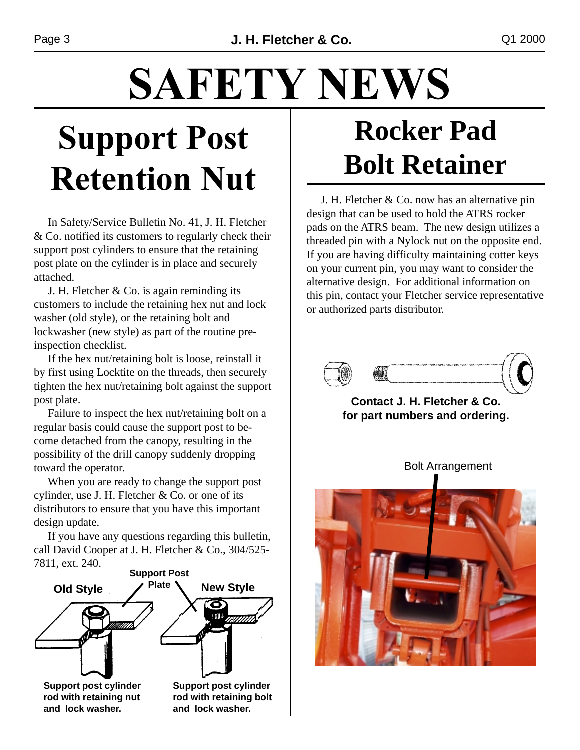# SAFETY NEWS

## Support Post Retention Nut

In Safety/Service Bulletin No. 41, J. H. Fletcher & Co. notified its customers to regularly check their support post cylinders to ensure that the retaining post plate on the cylinder is in place and securely attached.

J. H. Fletcher & Co. is again reminding its customers to include the retaining hex nut and lock washer (old style), or the retaining bolt and lockwasher (new style) as part of the routine pre-inspection checklist.

If the hex nut/retaining bolt is loose, reinstall it by first using Locktite on the threads, then securely tighten the hex nut/retaining bolt against the support post plate.

Failure to inspect the hex nut/retaining bolt on a regular basis could cause the support post to become detached from the canopy, resulting in the possibility of the drill canopy suddenly dropping toward the operator.

When you are ready to change the support post cylinder, use J. H. Fletcher & Co. or one of its distributors to ensure that you have this important design update.

If you have any questions regarding this bulletin, call David Cooper at J. H. Fletcher & Co., 304/525-7811, ext. 240.

Old Style — Support Post Plate — New Style

**Support post cylinder rod with retaining nut and lock washer.**

**Support post cylinder rod with retaining bolt and lock washer.**

## Rocker Pad Bolt Retainer

J. H. Fletcher & Co. now has an alternative pin design that can be used to hold the ATRS rocker pads on the ATRS beam. The new design utilizes a threaded pin with a Nylock nut on the opposite end. If you are having difficulty maintaining cotter keys on your current pin, you may want to consider the alternative design. For additional information on this pin, contact your Fletcher service representative or authorized parts distributor.

**Contact J. H. Fletcher & Co. for part numbers and ordering.**

Bolt Arrangement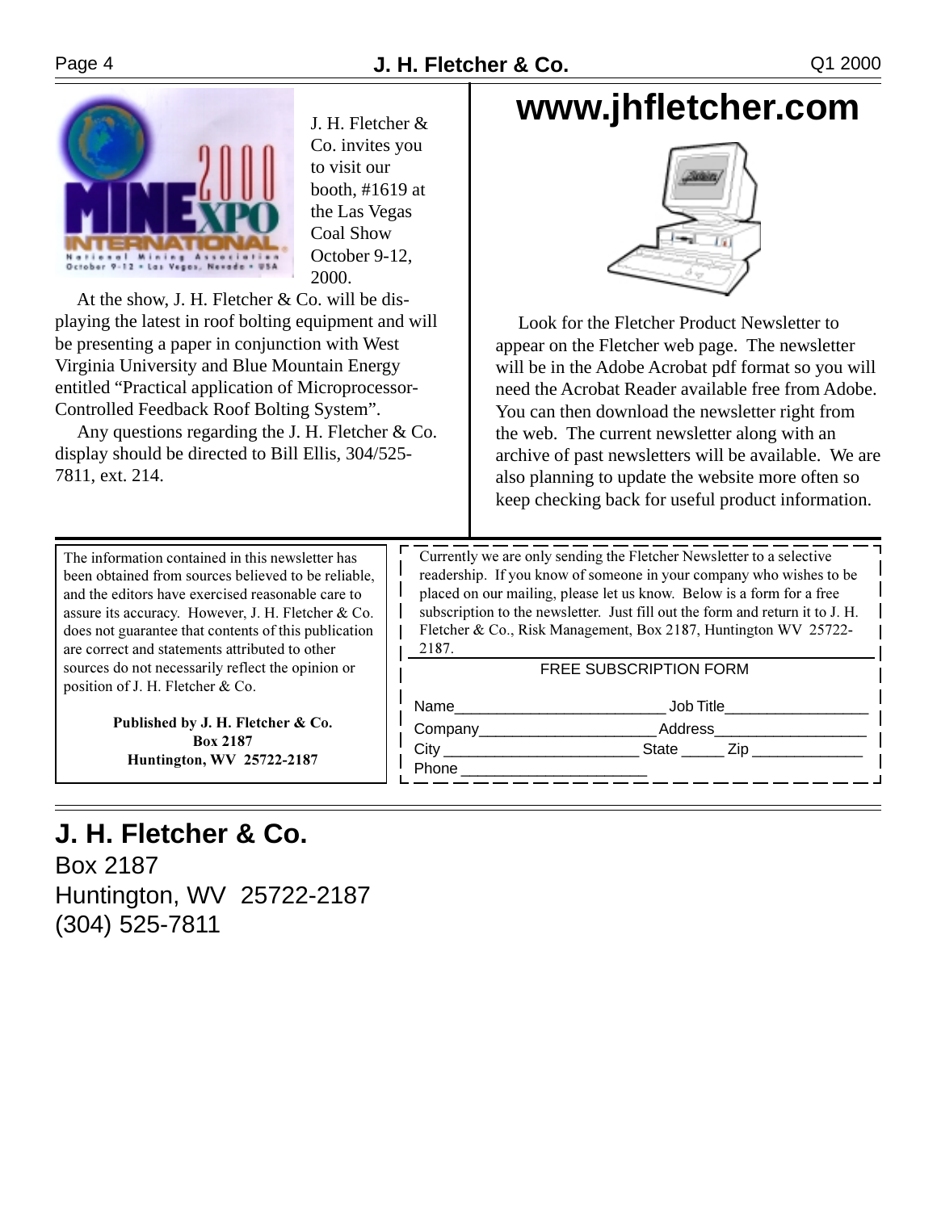J. H. Fletcher & Co. invites you to visit our booth, #1619 at the Las Vegas Coal Show October 9-12, 2000.

At the show, J. H. Fletcher & Co. will be displaying the latest in roof bolting equipment and will be presenting a paper in conjunction with West Virginia University and Blue Mountain Energy entitled "Practical application of Microprocessor-Controlled Feedback Roof Bolting System".

Any questions regarding the J. H. Fletcher & Co. display should be directed to Bill Ellis, 304/525-7811, ext. 214.

# www.jhfletcher.com

Look for the Fletcher Product Newsletter to appear on the Fletcher web page. The newsletter will be in the Adobe Acrobat pdf format so you will need the Acrobat Reader available free from Adobe. You can then download the newsletter right from the web. The current newsletter along with an archive of past newsletters will be available. We are also planning to update the website more often so keep checking back for useful product information.

The information contained in this newsletter has been obtained from sources believed to be reliable, and the editors have exercised reasonable care to assure its accuracy. However, J. H. Fletcher & Co. does not guarantee that contents of this publication are correct and statements attributed to other sources do not necessarily reflect the opinion or position of J. H. Fletcher & Co.

**Published by J. H. Fletcher & Co.**
**Box 2187**
**Huntington, WV 25722-2187**

Currently we are only sending the Fletcher Newsletter to a selective readership. If you know of someone in your company who wishes to be placed on our mailing, please let us know. Below is a form for a free subscription to the newsletter. Just fill out the form and return it to J. H. Fletcher & Co., Risk Management, Box 2187, Huntington WV 25722-2187.

FREE SUBSCRIPTION FORM

Name_________________________ Job Title_________________

Company____________________ Address__________________

City ______________________ State _____ Zip _____________

Phone ______________________

## J. H. Fletcher & Co.

Box 2187
Huntington, WV 25722-2187
(304) 525-7811